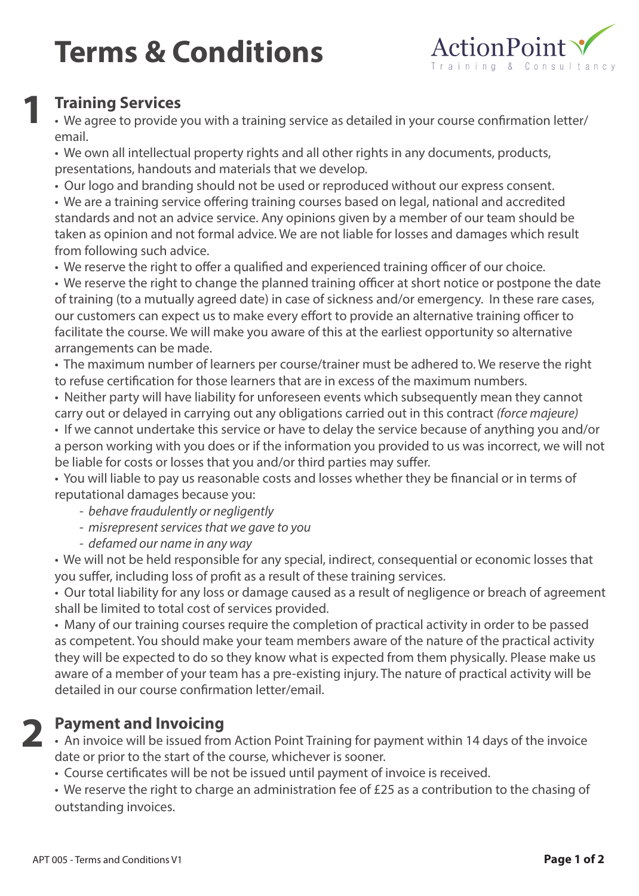# Terms & Conditions

ActionPoint
Training & Consultancy

## 1 Training Services

- We agree to provide you with a training service as detailed in your course confirmation letter/ email.
- We own all intellectual property rights and all other rights in any documents, products, presentations, handouts and materials that we develop.
- Our logo and branding should not be used or reproduced without our express consent.
- We are a training service offering training courses based on legal, national and accredited standards and not an advice service. Any opinions given by a member of our team should be taken as opinion and not formal advice. We are not liable for losses and damages which result from following such advice.
- We reserve the right to offer a qualified and experienced training officer of our choice.
- We reserve the right to change the planned training officer at short notice or postpone the date of training (to a mutually agreed date) in case of sickness and/or emergency. In these rare cases, our customers can expect us to make every effort to provide an alternative training officer to facilitate the course. We will make you aware of this at the earliest opportunity so alternative arrangements can be made.
- The maximum number of learners per course/trainer must be adhered to. We reserve the right to refuse certification for those learners that are in excess of the maximum numbers.
- Neither party will have liability for unforeseen events which subsequently mean they cannot carry out or delayed in carrying out any obligations carried out in this contract *(force majeure)*
- If we cannot undertake this service or have to delay the service because of anything you and/or a person working with you does or if the information you provided to us was incorrect, we will not be liable for costs or losses that you and/or third parties may suffer.
- You will liable to pay us reasonable costs and losses whether they be financial or in terms of reputational damages because you:
  - *behave fraudulently or negligently*
  - *misrepresent services that we gave to you*
  - *defamed our name in any way*
- We will not be held responsible for any special, indirect, consequential or economic losses that you suffer, including loss of profit as a result of these training services.
- Our total liability for any loss or damage caused as a result of negligence or breach of agreement shall be limited to total cost of services provided.
- Many of our training courses require the completion of practical activity in order to be passed as competent. You should make your team members aware of the nature of the practical activity they will be expected to do so they know what is expected from them physically. Please make us aware of a member of your team has a pre-existing injury. The nature of practical activity will be detailed in our course confirmation letter/email.

## 2 Payment and Invoicing

- An invoice will be issued from Action Point Training for payment within 14 days of the invoice date or prior to the start of the course, whichever is sooner.
- Course certificates will be not be issued until payment of invoice is received.
- We reserve the right to charge an administration fee of £25 as a contribution to the chasing of outstanding invoices.

APT 005 - Terms and Conditions V1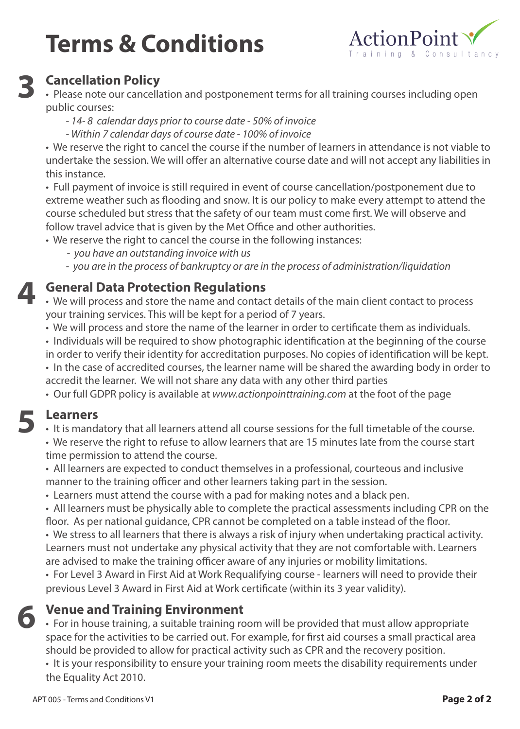# Terms & Conditions

ActionPoint
Training & Consultancy

## 3 Cancellation Policy

- Please note our cancellation and postponement terms for all training courses including open public courses:
  - *14- 8 calendar days prior to course date - 50% of invoice*
  - *Within 7 calendar days of course date - 100% of invoice*
- We reserve the right to cancel the course if the number of learners in attendance is not viable to undertake the session. We will offer an alternative course date and will not accept any liabilities in this instance.
- Full payment of invoice is still required in event of course cancellation/postponement due to extreme weather such as flooding and snow. It is our policy to make every attempt to attend the course scheduled but stress that the safety of our team must come first. We will observe and follow travel advice that is given by the Met Office and other authorities.
- We reserve the right to cancel the course in the following instances:
  - *you have an outstanding invoice with us*
  - *you are in the process of bankruptcy or are in the process of administration/liquidation*

## 4 General Data Protection Regulations

- We will process and store the name and contact details of the main client contact to process your training services. This will be kept for a period of 7 years.
- We will process and store the name of the learner in order to certificate them as individuals.
- Individuals will be required to show photographic identification at the beginning of the course in order to verify their identity for accreditation purposes. No copies of identification will be kept.
- In the case of accredited courses, the learner name will be shared the awarding body in order to accredit the learner. We will not share any data with any other third parties
- Our full GDPR policy is available at *www.actionpointtraining.com* at the foot of the page

## 5 Learners

- It is mandatory that all learners attend all course sessions for the full timetable of the course.
- We reserve the right to refuse to allow learners that are 15 minutes late from the course start time permission to attend the course.
- All learners are expected to conduct themselves in a professional, courteous and inclusive manner to the training officer and other learners taking part in the session.
- Learners must attend the course with a pad for making notes and a black pen.
- All learners must be physically able to complete the practical assessments including CPR on the floor. As per national guidance, CPR cannot be completed on a table instead of the floor.
- We stress to all learners that there is always a risk of injury when undertaking practical activity. Learners must not undertake any physical activity that they are not comfortable with. Learners are advised to make the training officer aware of any injuries or mobility limitations.
- For Level 3 Award in First Aid at Work Requalifying course - learners will need to provide their previous Level 3 Award in First Aid at Work certificate (within its 3 year validity).

## 6 Venue and Training Environment

- For in house training, a suitable training room will be provided that must allow appropriate space for the activities to be carried out. For example, for first aid courses a small practical area should be provided to allow for practical activity such as CPR and the recovery position.
- It is your responsibility to ensure your training room meets the disability requirements under the Equality Act 2010.

APT 005 - Terms and Conditions V1